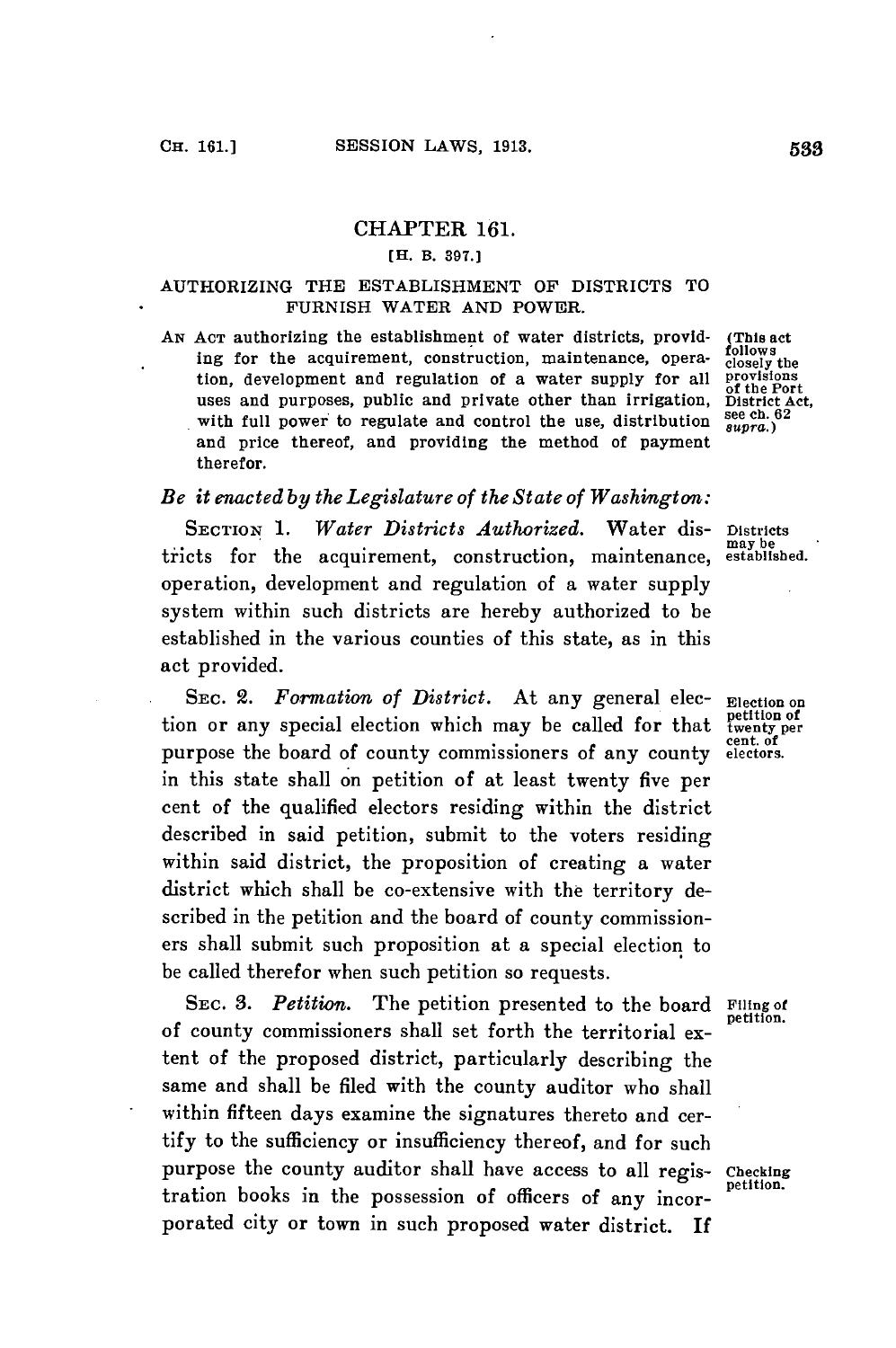# CHAPTER 161.

[H. B. 397.]

## AUTHORIZING THE ESTABLISHMENT OF DISTRICTS TO FURNISH WATER AND POWER.

AN ACT authorizing the establishment of water districts, providing for the acquirement, construction, maintenance, operation, development and regulation of a water supply for all uses and purposes, public and private other than irrigation, with full power to regulate and control the use, distribution and price thereof, and providing the method of payment therefor.

(This act follows closely the provisions of the Port District Act, see ch. 62 supra.)

*Be it enacted by the Legislature of the State of Washington:*

SECTION 1. *Water Districts Authorized.* Water districts for the acquirement, construction, maintenance, operation, development and regulation of a water supply system within such districts are hereby authorized to be established in the various counties of this state, as in this act provided.

Districts may be established.

SEC. 2. *Formation of District.* At any general election or any special election which may be called for that purpose the board of county commissioners of any county in this state shall on petition of at least twenty five per cent of the qualified electors residing within the district described in said petition, submit to the voters residing within said district, the proposition of creating a water district which shall be co-extensive with the territory described in the petition and the board of county commissioners shall submit such proposition at a special election to be called therefor when such petition so requests.

Election on petition of twenty per cent. of electors.

SEC. 3. *Petition.* The petition presented to the board of county commissioners shall set forth the territorial extent of the proposed district, particularly describing the same and shall be filed with the county auditor who shall within fifteen days examine the signatures thereto and certify to the sufficiency or insufficiency thereof, and for such purpose the county auditor shall have access to all registration books in the possession of officers of any incorporated city or town in such proposed water district. If

Filing of petition.

Checking petition.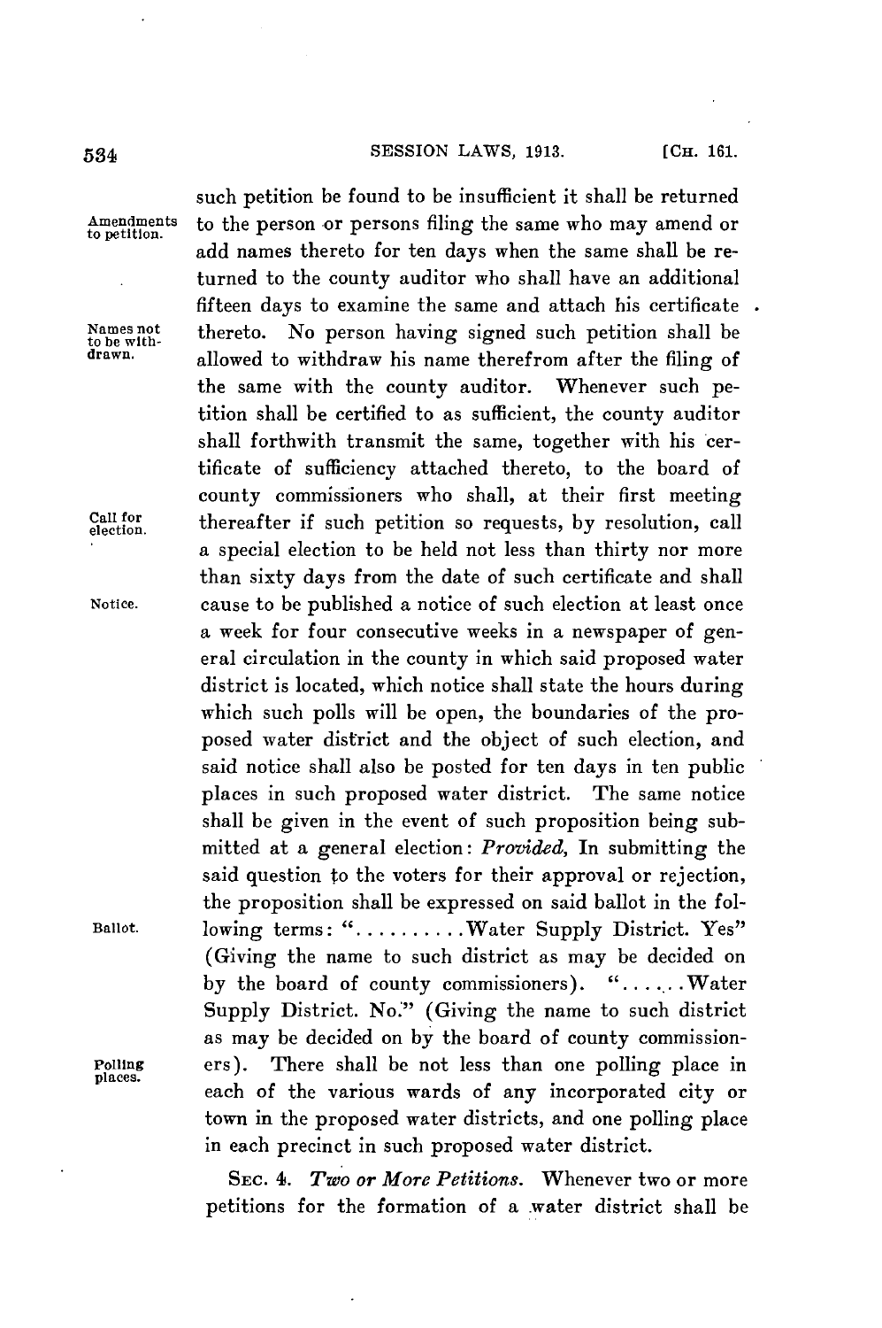such petition be found to be insufficient it shall be returned to the person or persons filing the same who may amend or add names thereto for ten days when the same shall be returned to the county auditor who shall have an additional fifteen days to examine the same and attach his certificate thereto. No person having signed such petition shall be allowed to withdraw his name therefrom after the filing of the same with the county auditor. Whenever such petition shall be certified to as sufficient, the county auditor shall forthwith transmit the same, together with his certificate of sufficiency attached thereto, to the board of county commissioners who shall, at their first meeting thereafter if such petition so requests, by resolution, call a special election to be held not less than thirty nor more than sixty days from the date of such certificate and shall cause to be published a notice of such election at least once a week for four consecutive weeks in a newspaper of general circulation in the county in which said proposed water district is located, which notice shall state the hours during which such polls will be open, the boundaries of the proposed water district and the object of such election, and said notice shall also be posted for ten days in ten public places in such proposed water district. The same notice shall be given in the event of such proposition being submitted at a general election: *Provided*, In submitting the said question to the voters for their approval or rejection, the proposition shall be expressed on said ballot in the following terms: "..........Water Supply District. Yes" (Giving the name to such district as may be decided on by the board of county commissioners). "......Water Supply District. No." (Giving the name to such district as may be decided on by the board of county commissioners). There shall be not less than one polling place in each of the various wards of any incorporated city or town in the proposed water districts, and one polling place in each precinct in such proposed water district.

SEC. 4. *Two or More Petitions.* Whenever two or more petitions for the formation of a water district shall be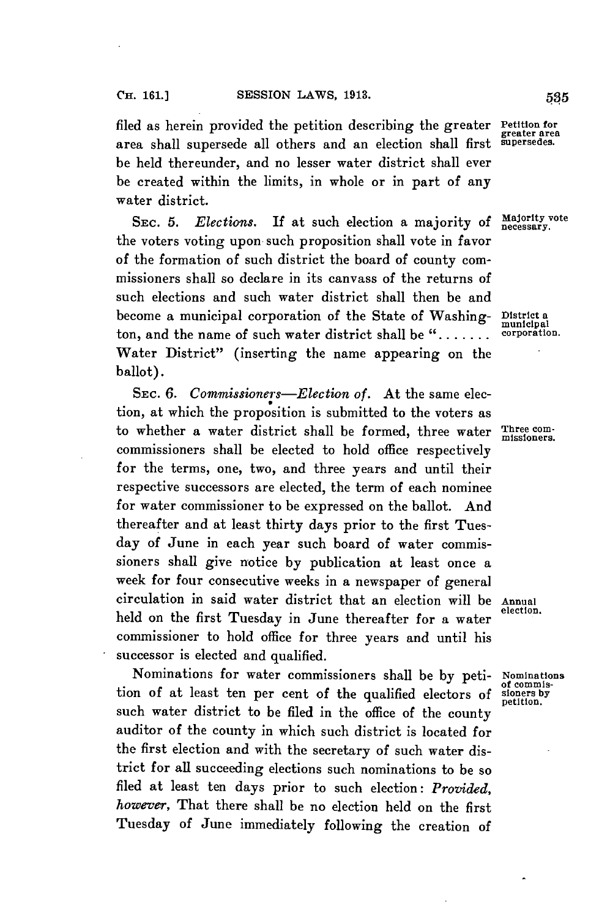filed as herein provided the petition describing the greater area shall supersede all others and an election shall first be held thereunder, and no lesser water district shall ever be created within the limits, in whole or in part of any water district.

Petition for greater area supersedes.

SEC. 5. *Elections.* If at such election a majority of the voters voting upon such proposition shall vote in favor of the formation of such district the board of county commissioners shall so declare in its canvass of the returns of such elections and such water district shall then be and become a municipal corporation of the State of Washington, and the name of such water district shall be "....... Water District" (inserting the name appearing on the ballot).

Majority vote necessary.

District a municipal corporation.

SEC. 6. *Commissioners—Election of.* At the same election, at which the proposition is submitted to the voters as to whether a water district shall be formed, three water commissioners shall be elected to hold office respectively for the terms, one, two, and three years and until their respective successors are elected, the term of each nominee for water commissioner to be expressed on the ballot. And thereafter and at least thirty days prior to the first Tuesday of June in each year such board of water commissioners shall give notice by publication at least once a week for four consecutive weeks in a newspaper of general circulation in said water district that an election will be held on the first Tuesday in June thereafter for a water commissioner to hold office for three years and until his successor is elected and qualified.

Three commissioners.

Annual election.

Nominations for water commissioners shall be by petition of at least ten per cent of the qualified electors of such water district to be filed in the office of the county auditor of the county in which such district is located for the first election and with the secretary of such water district for all succeeding elections such nominations to be so filed at least ten days prior to such election: *Provided, however,* That there shall be no election held on the first Tuesday of June immediately following the creation of

Nominations of commissioners by petition.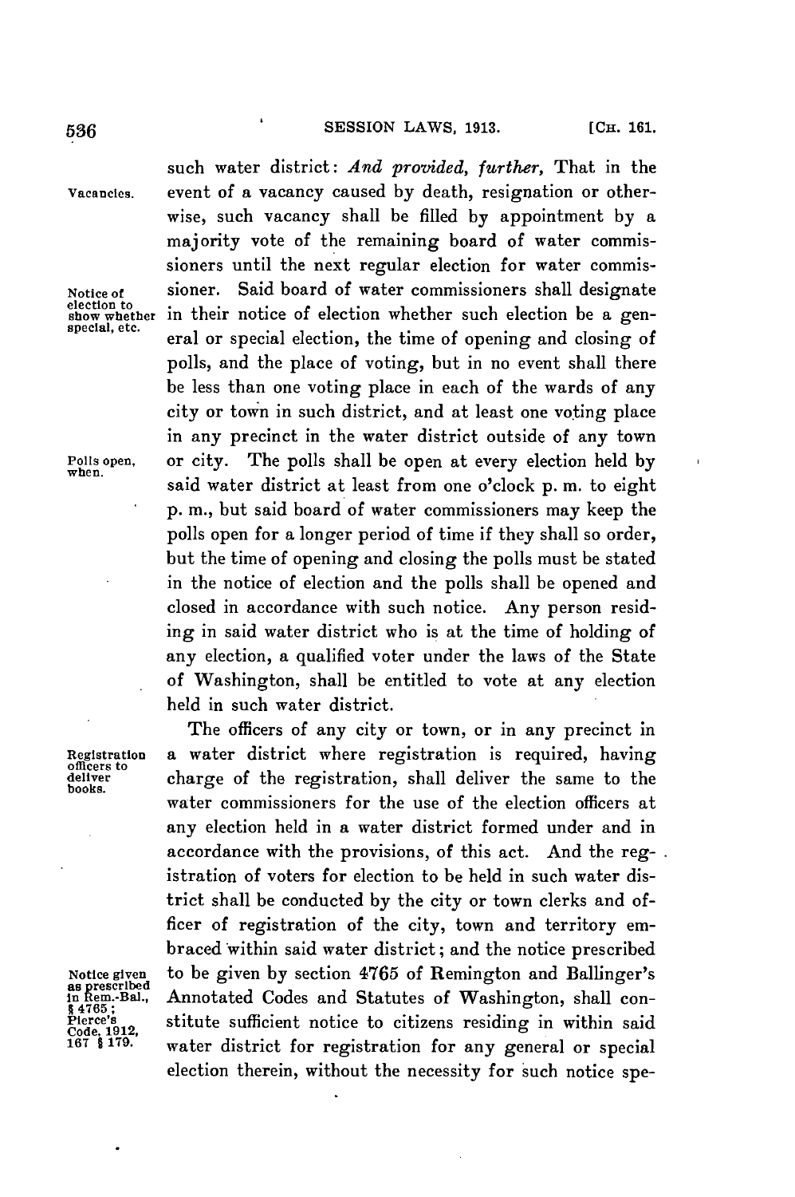such water district: *And provided, further,* That in the event of a vacancy caused by death, resignation or otherwise, such vacancy shall be filled by appointment by a majority vote of the remaining board of water commissioners until the next regular election for water commissioner. Said board of water commissioners shall designate in their notice of election whether such election be a general or special election, the time of opening and closing of polls, and the place of voting, but in no event shall there be less than one voting place in each of the wards of any city or town in such district, and at least one voting place in any precinct in the water district outside of any town or city. The polls shall be open at every election held by said water district at least from one o'clock p. m. to eight p. m., but said board of water commissioners may keep the polls open for a longer period of time if they shall so order, but the time of opening and closing the polls must be stated in the notice of election and the polls shall be opened and closed in accordance with such notice. Any person residing in said water district who is at the time of holding of any election, a qualified voter under the laws of the State of Washington, shall be entitled to vote at any election held in such water district.

Vacancies.

Notice of election to show whether special, etc.

Polls open, when.

The officers of any city or town, or in any precinct in a water district where registration is required, having charge of the registration, shall deliver the same to the water commissioners for the use of the election officers at any election held in a water district formed under and in accordance with the provisions, of this act. And the registration of voters for election to be held in such water district shall be conducted by the city or town clerks and officer of registration of the city, town and territory embraced within said water district; and the notice prescribed to be given by section 4765 of Remington and Ballinger's Annotated Codes and Statutes of Washington, shall constitute sufficient notice to citizens residing in within said water district for registration for any general or special election therein, without the necessity for such notice spe-

Registration officers to deliver books.

Notice given as prescribed in Rem.-Bal., § 4765; Pierce's Code, 1912, 167 § 179.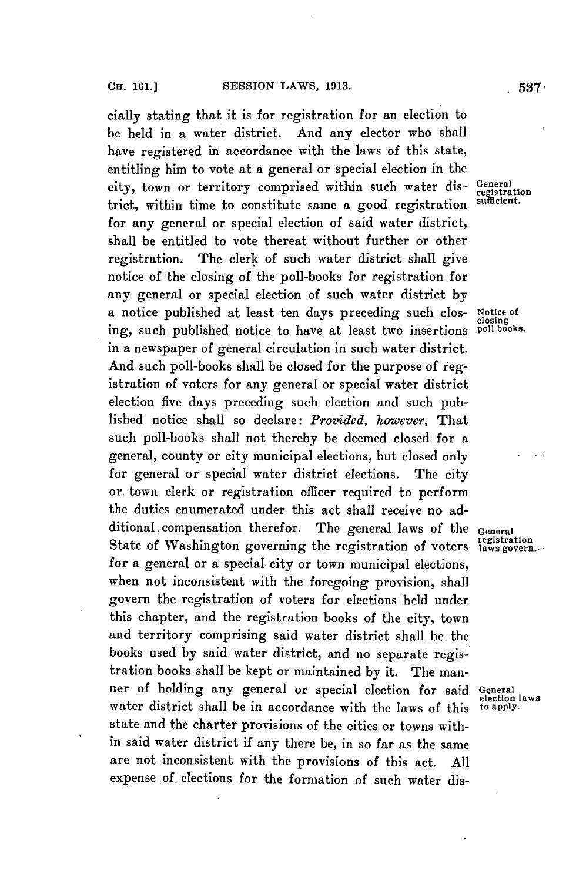cially stating that it is for registration for an election to be held in a water district. And any elector who shall have registered in accordance with the laws of this state, entitling him to vote at a general or special election in the city, town or territory comprised within such water district, within time to constitute same a good registration for any general or special election of said water district, shall be entitled to vote thereat without further or other registration. The clerk of such water district shall give notice of the closing of the poll-books for registration for any general or special election of such water district by a notice published at least ten days preceding such closing, such published notice to have at least two insertions in a newspaper of general circulation in such water district. And such poll-books shall be closed for the purpose of registration of voters for any general or special water district election five days preceding such election and such published notice shall so declare: *Provided, however,* That such poll-books shall not thereby be deemed closed for a general, county or city municipal elections, but closed only for general or special water district elections. The city or town clerk or registration officer required to perform the duties enumerated under this act shall receive no additional compensation therefor. The general laws of the State of Washington governing the registration of voters for a general or a special city or town municipal elections, when not inconsistent with the foregoing provision, shall govern the registration of voters for elections held under this chapter, and the registration books of the city, town and territory comprising said water district shall be the books used by said water district, and no separate registration books shall be kept or maintained by it. The manner of holding any general or special election for said water district shall be in accordance with the laws of this state and the charter provisions of the cities or towns within said water district if any there be, in so far as the same are not inconsistent with the provisions of this act. All expense of elections for the formation of such water dis-

General registration sufficient.

Notice of closing poll books.

General registration laws govern.

General election laws to apply.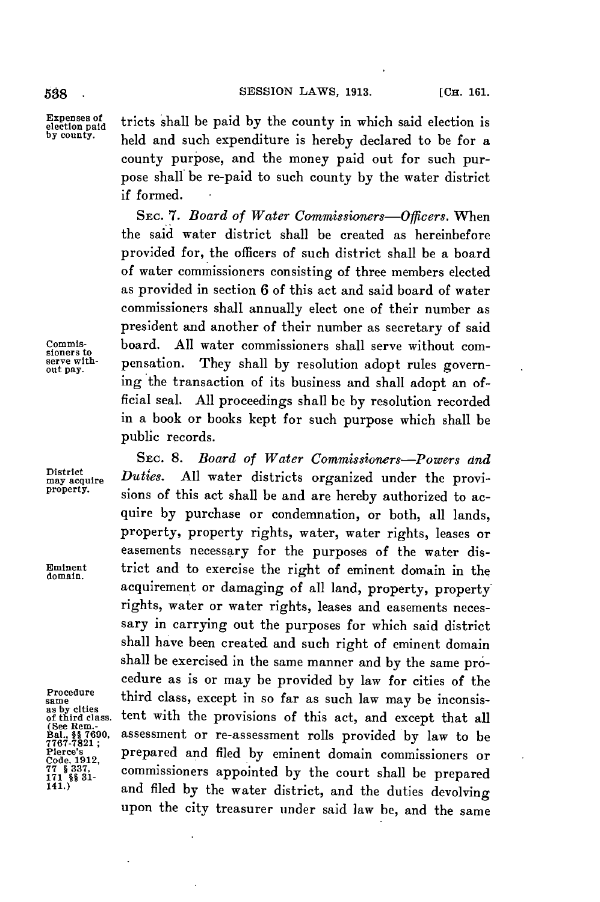Expenses of election paid by county.

tricts shall be paid by the county in which said election is held and such expenditure is hereby declared to be for a county purpose, and the money paid out for such purpose shall be re-paid to such county by the water district if formed.

SEC. 7. *Board of Water Commissioners—Officers.* When the said water district shall be created as hereinbefore provided for, the officers of such district shall be a board of water commissioners consisting of three members elected as provided in section 6 of this act and said board of water commissioners shall annually elect one of their number as president and another of their number as secretary of said board. All water commissioners shall serve without compensation. They shall by resolution adopt rules governing the transaction of its business and shall adopt an official seal. All proceedings shall be by resolution recorded in a book or books kept for such purpose which shall be public records.

Commissioners to serve without pay.

SEC. 8. *Board of Water Commissioners—Powers and Duties.* All water districts organized under the provisions of this act shall be and are hereby authorized to acquire by purchase or condemnation, or both, all lands, property, property rights, water, water rights, leases or easements necessary for the purposes of the water district and to exercise the right of eminent domain in the acquirement or damaging of all land, property, property rights, water or water rights, leases and easements necessary in carrying out the purposes for which said district shall have been created and such right of eminent domain shall be exercised in the same manner and by the same procedure as is or may be provided by law for cities of the third class, except in so far as such law may be inconsistent with the provisions of this act, and except that all assessment or re-assessment rolls provided by law to be prepared and filed by eminent domain commissioners or commissioners appointed by the court shall be prepared and filed by the water district, and the duties devolving upon the city treasurer under said law be, and the same

District may acquire property.

Eminent domain.

Procedure same as by cities of third class. (See Rem.-Bal., §§ 7690, 7767-7821; Pierce's Code, 1912, 77 § 337, 171 §§ 31-141.)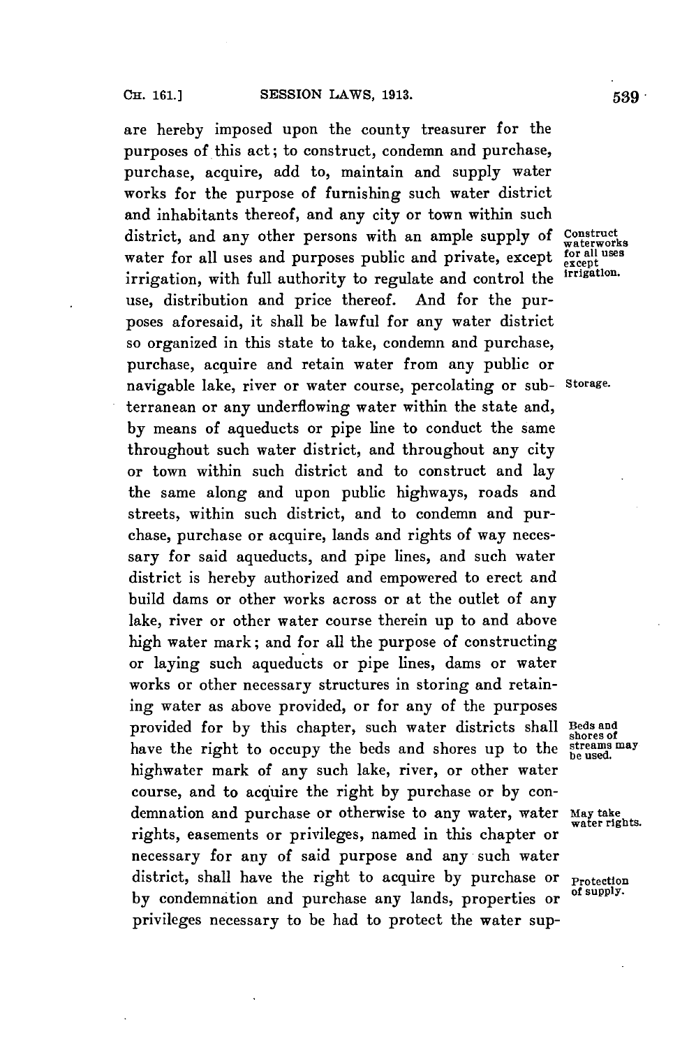are hereby imposed upon the county treasurer for the purposes of this act; to construct, condemn and purchase, purchase, acquire, add to, maintain and supply water works for the purpose of furnishing such water district and inhabitants thereof, and any city or town within such district, and any other persons with an ample supply of water for all uses and purposes public and private, except irrigation, with full authority to regulate and control the use, distribution and price thereof. And for the purposes aforesaid, it shall be lawful for any water district so organized in this state to take, condemn and purchase, purchase, acquire and retain water from any public or navigable lake, river or water course, percolating or subterranean or any underflowing water within the state and, by means of aqueducts or pipe line to conduct the same throughout such water district, and throughout any city or town within such district and to construct and lay the same along and upon public highways, roads and streets, within such district, and to condemn and purchase, purchase or acquire, lands and rights of way necessary for said aqueducts, and pipe lines, and such water district is hereby authorized and empowered to erect and build dams or other works across or at the outlet of any lake, river or other water course therein up to and above high water mark; and for all the purpose of constructing or laying such aqueducts or pipe lines, dams or water works or other necessary structures in storing and retaining water as above provided, or for any of the purposes provided for by this chapter, such water districts shall have the right to occupy the beds and shores up to the highwater mark of any such lake, river, or other water course, and to acquire the right by purchase or by condemnation and purchase or otherwise to any water, water rights, easements or privileges, named in this chapter or necessary for any of said purpose and any such water district, shall have the right to acquire by purchase or by condemnation and purchase any lands, properties or privileges necessary to be had to protect the water sup-

*Construct waterworks for all uses except irrigation.*

*Storage.*

*Beds and shores of streams may be used.*

*May take water rights.*

*Protection of supply.*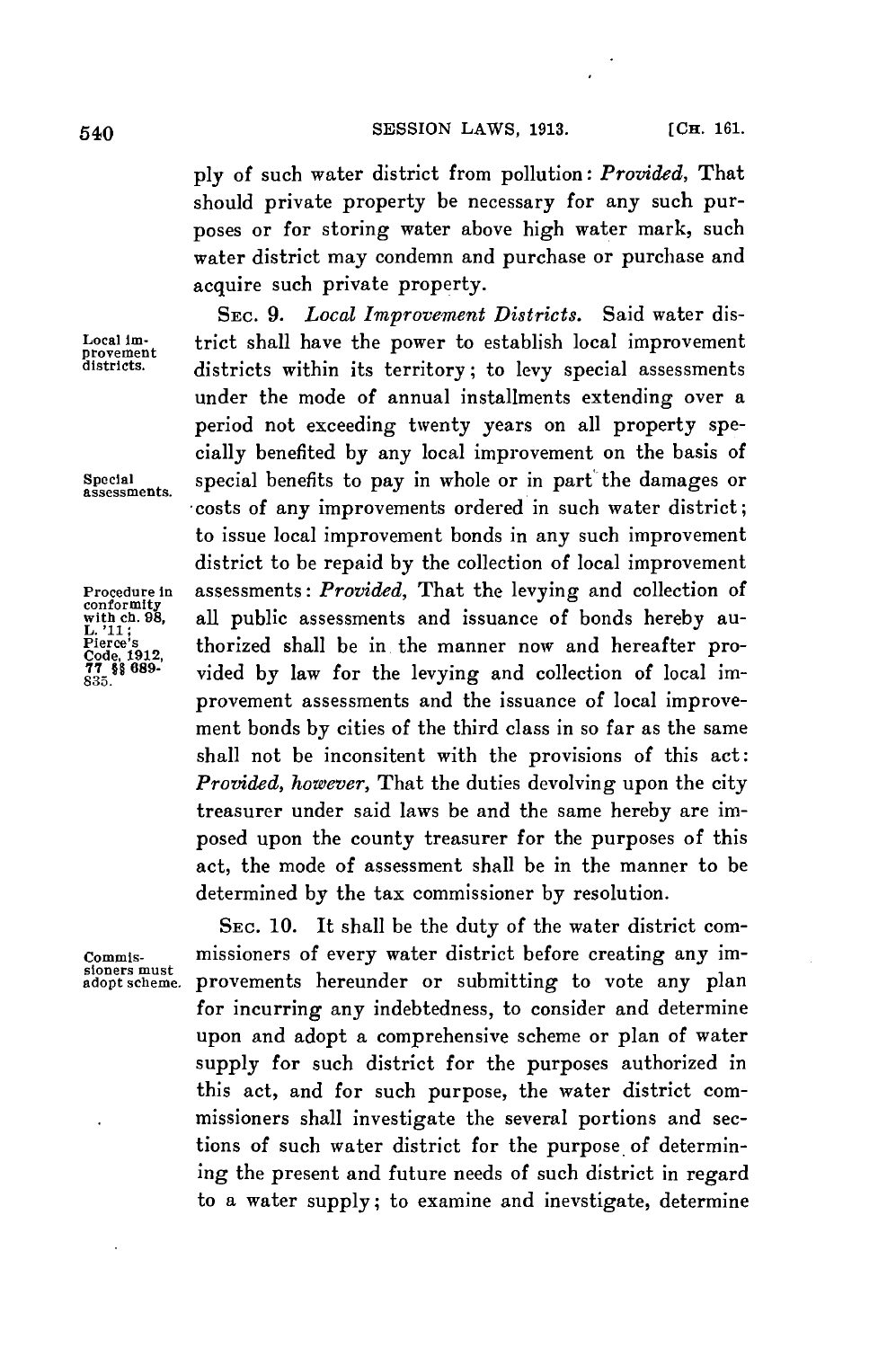ply of such water district from pollution: *Provided,* That should private property be necessary for any such purposes or for storing water above high water mark, such water district may condemn and purchase or purchase and acquire such private property.

Local improvement districts.

SEC. 9. *Local Improvement Districts.* Said water district shall have the power to establish local improvement districts within its territory; to levy special assessments under the mode of annual installments extending over a period not exceeding twenty years on all property specially benefited by any local improvement on the basis of special benefits to pay in whole or in part the damages or costs of any improvements ordered in such water district; to issue local improvement bonds in any such improvement district to be repaid by the collection of local improvement assessments: *Provided,* That the levying and collection of all public assessments and issuance of bonds hereby authorized shall be in the manner now and hereafter provided by law for the levying and collection of local improvement assessments and the issuance of local improvement bonds by cities of the third class in so far as the same shall not be inconsitent with the provisions of this act: *Provided, however,* That the duties devolving upon the city treasurer under said laws be and the same hereby are imposed upon the county treasurer for the purposes of this act, the mode of assessment shall be in the manner to be determined by the tax commissioner by resolution.

Special assessments.

Procedure in conformity with ch. 98, L. '11; Pierce's Code, 1912, 77 §§ 689-835.

Commissioners must adopt scheme.

SEC. 10. It shall be the duty of the water district commissioners of every water district before creating any improvements hereunder or submitting to vote any plan for incurring any indebtedness, to consider and determine upon and adopt a comprehensive scheme or plan of water supply for such district for the purposes authorized in this act, and for such purpose, the water district commissioners shall investigate the several portions and sections of such water district for the purpose of determining the present and future needs of such district in regard to a water supply; to examine and inevstigate, determine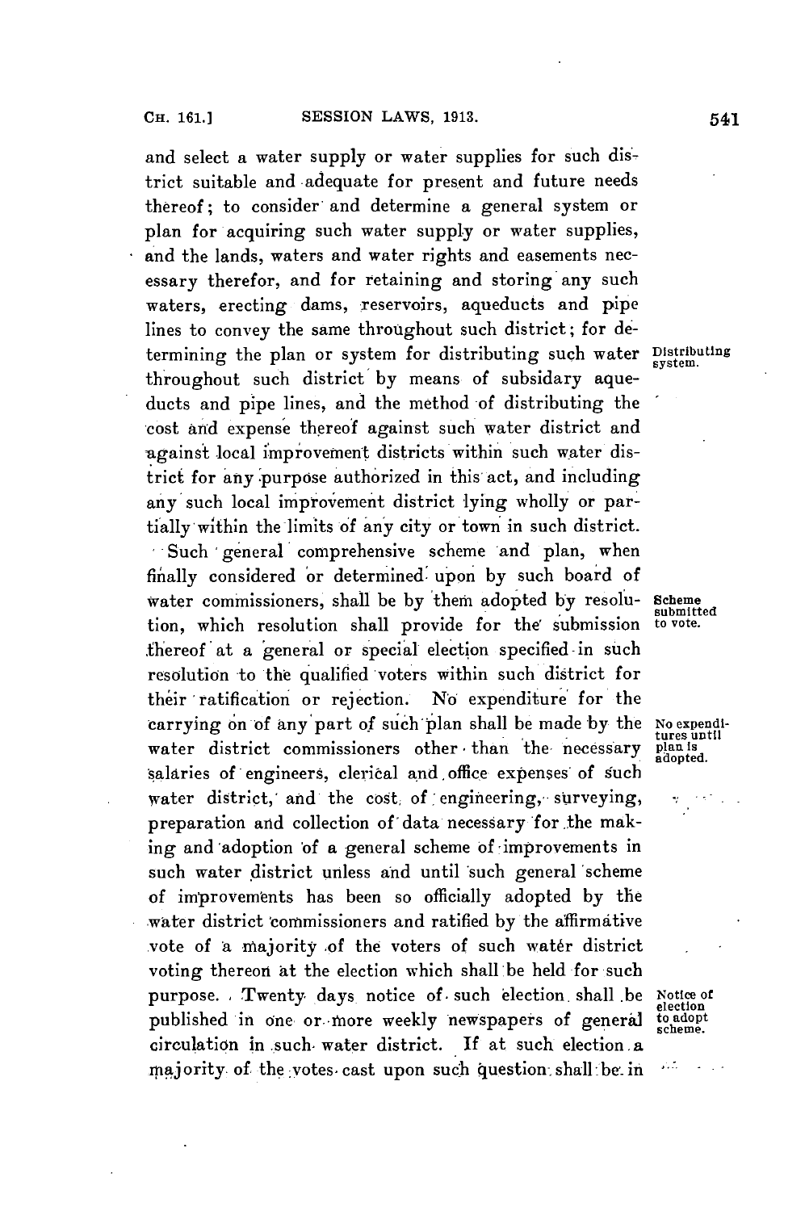and select a water supply or water supplies for such district suitable and adequate for present and future needs thereof; to consider and determine a general system or plan for acquiring such water supply or water supplies, and the lands, waters and water rights and easements necessary therefor, and for retaining and storing any such waters, erecting dams, reservoirs, aqueducts and pipe lines to convey the same throughout such district; for determining the plan or system for distributing such water throughout such district by means of subsidary aqueducts and pipe lines, and the method of distributing the cost and expense thereof against such water district and against local improvement districts within such water district for any purpose authorized in this act, and including any such local improvement district lying wholly or partially within the limits of any city or town in such district.

Distributing system.

Such general comprehensive scheme and plan, when finally considered or determined upon by such board of water commissioners, shall be by them adopted by resolution, which resolution shall provide for the submission thereof at a general or special election specified in such resolution to the qualified voters within such district for their ratification or rejection. No expenditure for the carrying on of any part of such plan shall be made by the water district commissioners other than the necessary salaries of engineers, clerical and office expenses of such water district, and the cost of engineering, surveying, preparation and collection of data necessary for the making and adoption of a general scheme of improvements in such water district unless and until such general scheme of improvements has been so officially adopted by the water district commissioners and ratified by the affirmative vote of a majority of the voters of such water district voting thereon at the election which shall be held for such purpose. Twenty days notice of such election shall be published in one or more weekly newspapers of general circulation in such water district. If at such election a majority of the votes cast upon such question shall be in

Scheme submitted to vote.

No expenditures until plan is adopted.

Notice of election to adopt scheme.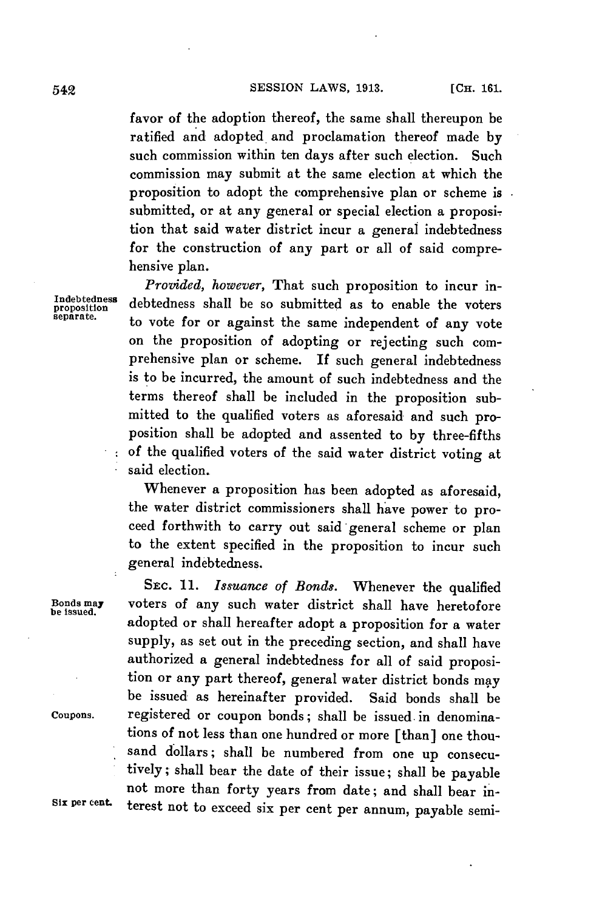favor of the adoption thereof, the same shall thereupon be ratified and adopted and proclamation thereof made by such commission within ten days after such election. Such commission may submit at the same election at which the proposition to adopt the comprehensive plan or scheme is submitted, or at any general or special election a proposition that said water district incur a general indebtedness for the construction of any part or all of said comprehensive plan.

Indebtedness proposition separate.

*Provided, however,* That such proposition to incur indebtedness shall be so submitted as to enable the voters to vote for or against the same independent of any vote on the proposition of adopting or rejecting such comprehensive plan or scheme. If such general indebtedness is to be incurred, the amount of such indebtedness and the terms thereof shall be included in the proposition submitted to the qualified voters as aforesaid and such proposition shall be adopted and assented to by three-fifths of the qualified voters of the said water district voting at said election.

Whenever a proposition has been adopted as aforesaid, the water district commissioners shall have power to proceed forthwith to carry out said general scheme or plan to the extent specified in the proposition to incur such general indebtedness.

Bonds may be issued.

SEC. 11. *Issuance of Bonds.* Whenever the qualified voters of any such water district shall have heretofore adopted or shall hereafter adopt a proposition for a water supply, as set out in the preceding section, and shall have authorized a general indebtedness for all of said proposition or any part thereof, general water district bonds may be issued as hereinafter provided. Said bonds shall be registered or coupon bonds; shall be issued in denominations of not less than one hundred or more [than] one thousand dollars; shall be numbered from one up consecutively; shall bear the date of their issue; shall be payable not more than forty years from date; and shall bear interest not to exceed six per cent per annum, payable semi-

Coupons.

Six per cent.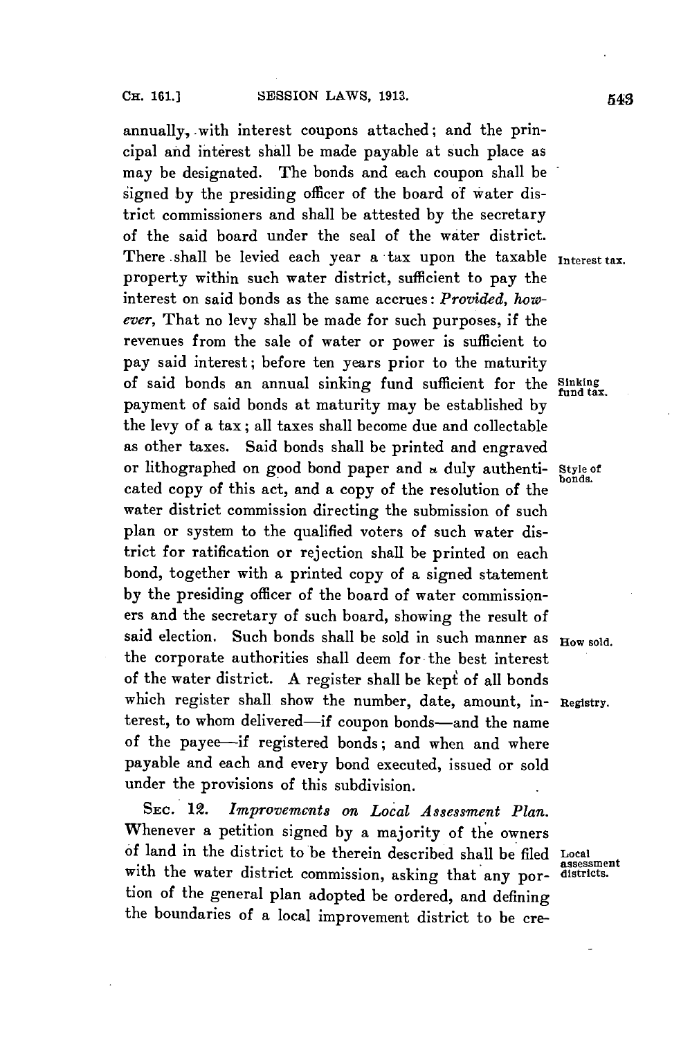annually, with interest coupons attached; and the principal and interest shall be made payable at such place as may be designated. The bonds and each coupon shall be signed by the presiding officer of the board of water district commissioners and shall be attested by the secretary of the said board under the seal of the water district. There shall be levied each year a tax upon the taxable property within such water district, sufficient to pay the interest on said bonds as the same accrues: *Provided, however*, That no levy shall be made for such purposes, if the revenues from the sale of water or power is sufficient to pay said interest; before ten years prior to the maturity of said bonds an annual sinking fund sufficient for the payment of said bonds at maturity may be established by the levy of a tax; all taxes shall become due and collectable as other taxes. Said bonds shall be printed and engraved or lithographed on good bond paper and a duly authenticated copy of this act, and a copy of the resolution of the water district commission directing the submission of such plan or system to the qualified voters of such water district for ratification or rejection shall be printed on each bond, together with a printed copy of a signed statement by the presiding officer of the board of water commissioners and the secretary of such board, showing the result of said election. Such bonds shall be sold in such manner as the corporate authorities shall deem for the best interest of the water district. A register shall be kept of all bonds which register shall show the number, date, amount, interest, to whom delivered—if coupon bonds—and the name of the payee—if registered bonds; and when and where payable and each and every bond executed, issued or sold under the provisions of this subdivision.

Interest tax.

Sinking fund tax.

Style of bonds.

How sold.

Registry.

SEC. 12. *Improvements on Local Assessment Plan.* Whenever a petition signed by a majority of the owners of land in the district to be therein described shall be filed with the water district commission, asking that any portion of the general plan adopted be ordered, and defining the boundaries of a local improvement district to be cre-

Local assessment districts.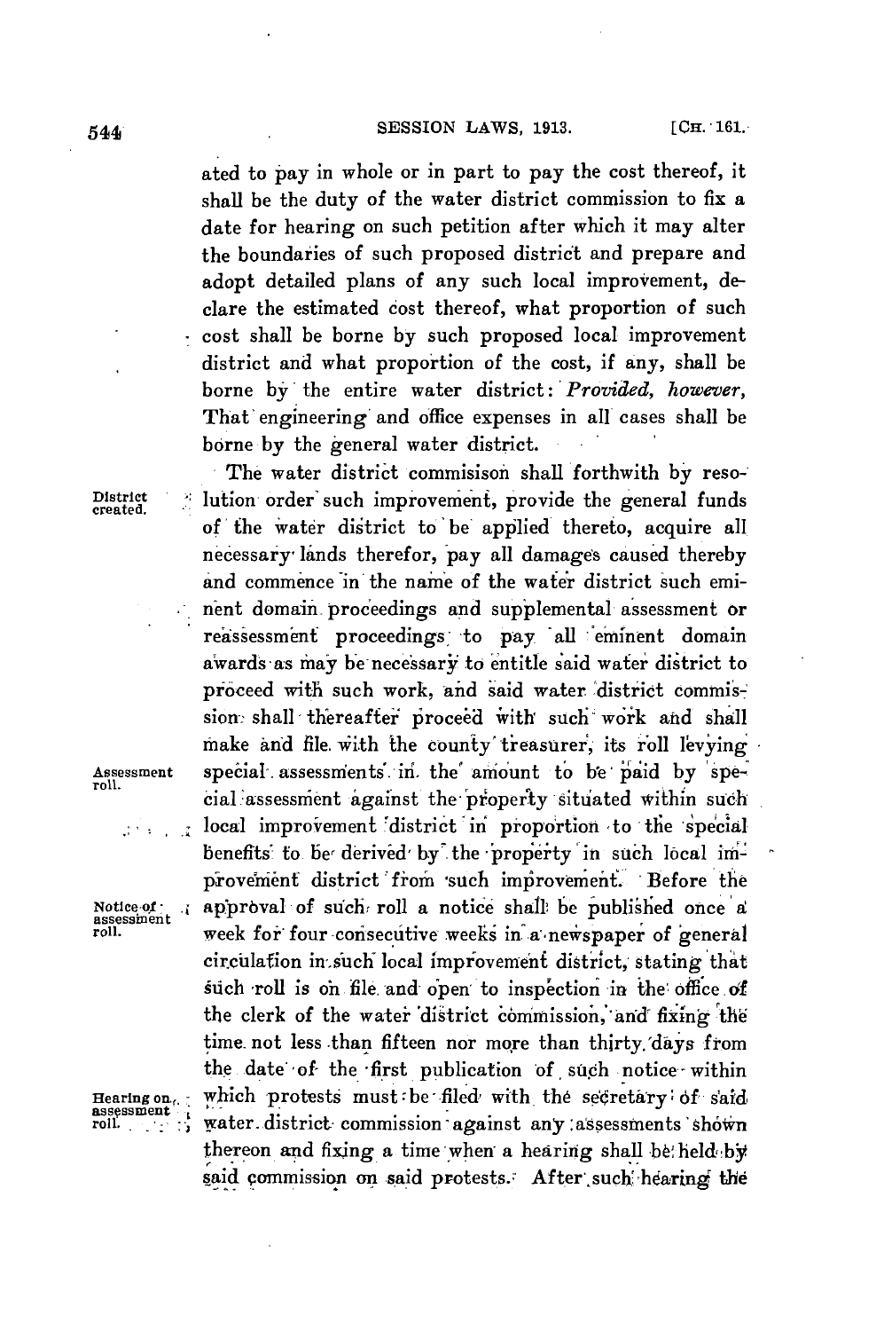ated to pay in whole or in part to pay the cost thereof, it shall be the duty of the water district commission to fix a date for hearing on such petition after which it may alter the boundaries of such proposed district and prepare and adopt detailed plans of any such local improvement, declare the estimated cost thereof, what proportion of such cost shall be borne by such proposed local improvement district and what proportion of the cost, if any, shall be borne by the entire water district: *Provided, however*, That engineering and office expenses in all cases shall be borne by the general water district.

District created.

The water district commisison shall forthwith by resolution order such improvement, provide the general funds of the water district to be applied thereto, acquire all necessary lands therefor, pay all damages caused thereby and commence in the name of the water district such eminent domain proceedings and supplemental assessment or reassessment proceedings to pay all eminent domain awards as may be necessary to entitle said water district to proceed with such work, and said water district commission shall thereafter proceed with such work and shall make and file with the county treasurer, its roll levying special assessments in the amount to be paid by special assessment against the property situated within such local improvement district in proportion to the special benefits to be derived by the property in such local improvement district from such improvement.

Assessment roll.

Notice of assessment roll.

Before the approval of such roll a notice shall be published once a week for four consecutive weeks in a newspaper of general circulation in such local improvement district, stating that such roll is on file and open to inspection in the office of the clerk of the water district commission, and fixing the time not less than fifteen nor more than thirty days from the date of the first publication of such notice within which protests must be filed with the secretary of said water district commission against any assessments shown thereon and fixing a time when a hearing shall be held by said commission on said protests. After such hearing the

Hearing on assessment roll.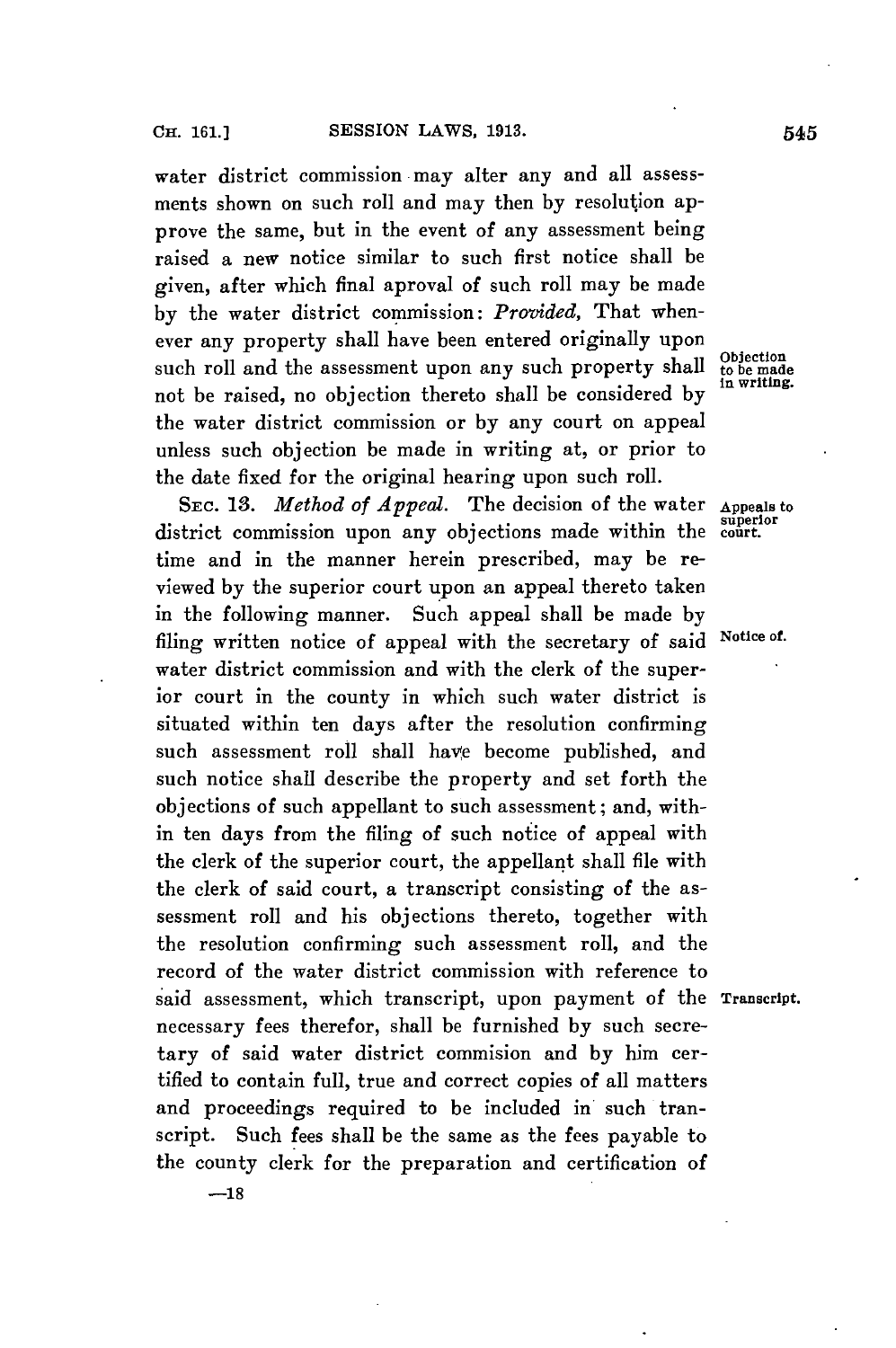water district commission may alter any and all assessments shown on such roll and may then by resolution approve the same, but in the event of any assessment being raised a new notice similar to such first notice shall be given, after which final aproval of such roll may be made by the water district commission: *Provided*, That whenever any property shall have been entered originally upon such roll and the assessment upon any such property shall not be raised, no objection thereto shall be considered by the water district commission or by any court on appeal unless such objection be made in writing at, or prior to the date fixed for the original hearing upon such roll.

Objection to be made in writing.

SEC. 13. *Method of Appeal.* The decision of the water district commission upon any objections made within the time and in the manner herein prescribed, may be reviewed by the superior court upon an appeal thereto taken in the following manner. Such appeal shall be made by filing written notice of appeal with the secretary of said water district commission and with the clerk of the superior court in the county in which such water district is situated within ten days after the resolution confirming such assessment roll shall have become published, and such notice shall describe the property and set forth the objections of such appellant to such assessment; and, within ten days from the filing of such notice of appeal with the clerk of the superior court, the appellant shall file with the clerk of said court, a transcript consisting of the assessment roll and his objections thereto, together with the resolution confirming such assessment roll, and the record of the water district commission with reference to said assessment, which transcript, upon payment of the necessary fees therefor, shall be furnished by such secretary of said water district commision and by him certified to contain full, true and correct copies of all matters and proceedings required to be included in such transcript. Such fees shall be the same as the fees payable to the county clerk for the preparation and certification of

Appeals to superior court.

Notice of.

Transcript.

—18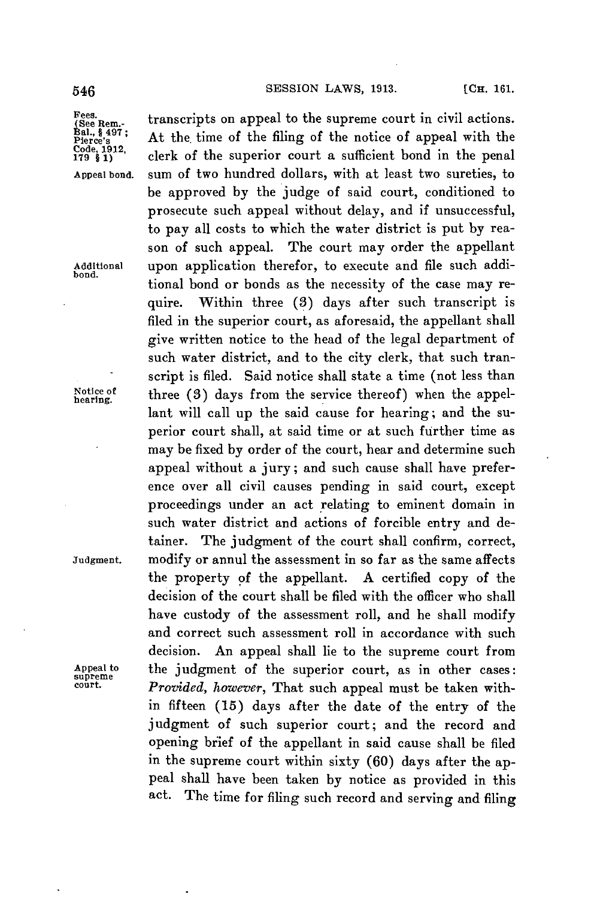Fees. (See Rem.-Bal., § 497; Pierce's Code, 1912, 179 § 1) transcripts on appeal to the supreme court in civil actions. At the time of the filing of the notice of appeal with the clerk of the superior court a sufficient bond in the penal

Appeal bond. sum of two hundred dollars, with at least two sureties, to be approved by the judge of said court, conditioned to prosecute such appeal without delay, and if unsuccessful, to pay all costs to which the water district is put by reason of such appeal. The court may order the appellant

Additional bond. upon application therefor, to execute and file such additional bond or bonds as the necessity of the case may require. Within three (3) days after such transcript is filed in the superior court, as aforesaid, the appellant shall give written notice to the head of the legal department of such water district, and to the city clerk, that such transcript is filed. Said notice shall state a time (not less than

Notice of hearing. three (3) days from the service thereof) when the appellant will call up the said cause for hearing; and the superior court shall, at said time or at such further time as may be fixed by order of the court, hear and determine such appeal without a jury; and such cause shall have preference over all civil causes pending in said court, except proceedings under an act relating to eminent domain in such water district and actions of forcible entry and detainer. The judgment of the court shall confirm, correct,

Judgment. modify or annul the assessment in so far as the same affects the property of the appellant. A certified copy of the decision of the court shall be filed with the officer who shall have custody of the assessment roll, and he shall modify and correct such assessment roll in accordance with such decision. An appeal shall lie to the supreme court from

Appeal to supreme court. the judgment of the superior court, as in other cases: *Provided, however*, That such appeal must be taken within fifteen (15) days after the date of the entry of the judgment of such superior court; and the record and opening brief of the appellant in said cause shall be filed in the supreme court within sixty (60) days after the appeal shall have been taken by notice as provided in this act. The time for filing such record and serving and filing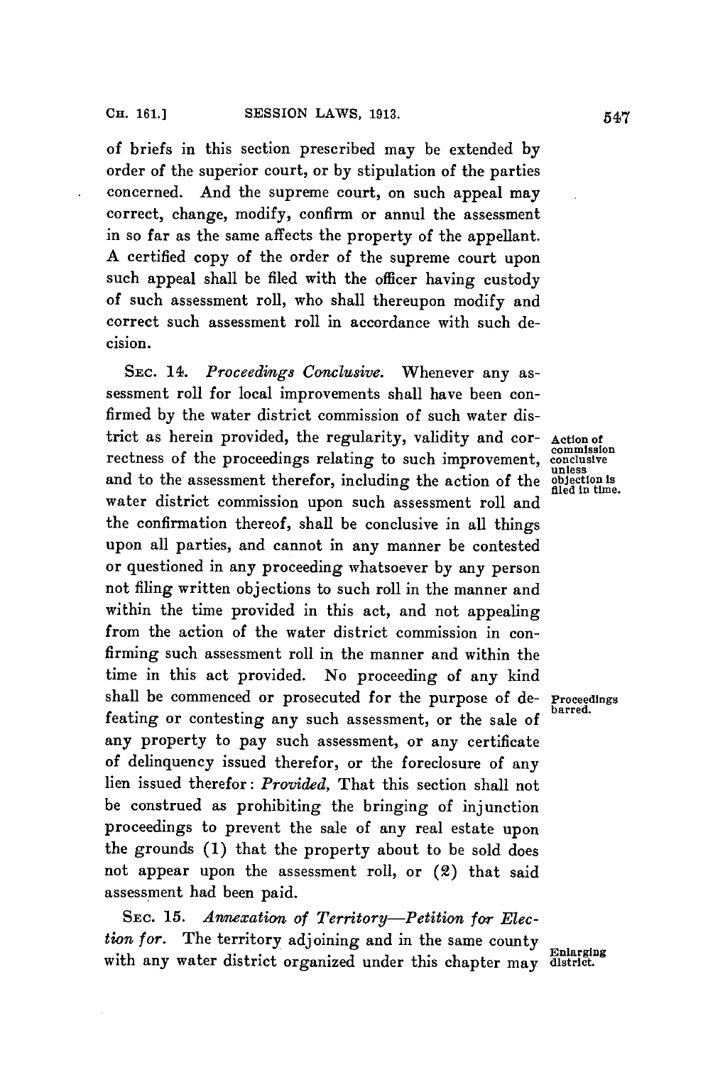of briefs in this section prescribed may be extended by order of the superior court, or by stipulation of the parties concerned. And the supreme court, on such appeal may correct, change, modify, confirm or annul the assessment in so far as the same affects the property of the appellant. A certified copy of the order of the supreme court upon such appeal shall be filed with the officer having custody of such assessment roll, who shall thereupon modify and correct such assessment roll in accordance with such decision.

SEC. 14. *Proceedings Conclusive.* Whenever any assessment roll for local improvements shall have been confirmed by the water district commission of such water district as herein provided, the regularity, validity and correctness of the proceedings relating to such improvement, and to the assessment therefor, including the action of the water district commission upon such assessment roll and the confirmation thereof, shall be conclusive in all things upon all parties, and cannot in any manner be contested or questioned in any proceeding whatsoever by any person not filing written objections to such roll in the manner and within the time provided in this act, and not appealing from the action of the water district commission in confirming such assessment roll in the manner and within the time in this act provided. No proceeding of any kind shall be commenced or prosecuted for the purpose of defeating or contesting any such assessment, or the sale of any property to pay such assessment, or any certificate of delinquency issued therefor, or the foreclosure of any lien issued therefor: *Provided,* That this section shall not be construed as prohibiting the bringing of injunction proceedings to prevent the sale of any real estate upon the grounds (1) that the property about to be sold does not appear upon the assessment roll, or (2) that said assessment had been paid.

Action of commission conclusive unless objection is filed in time.

Proceedings barred.

SEC. 15. *Annexation of Territory—Petition for Election for.* The territory adjoining and in the same county with any water district organized under this chapter may

Enlarging district.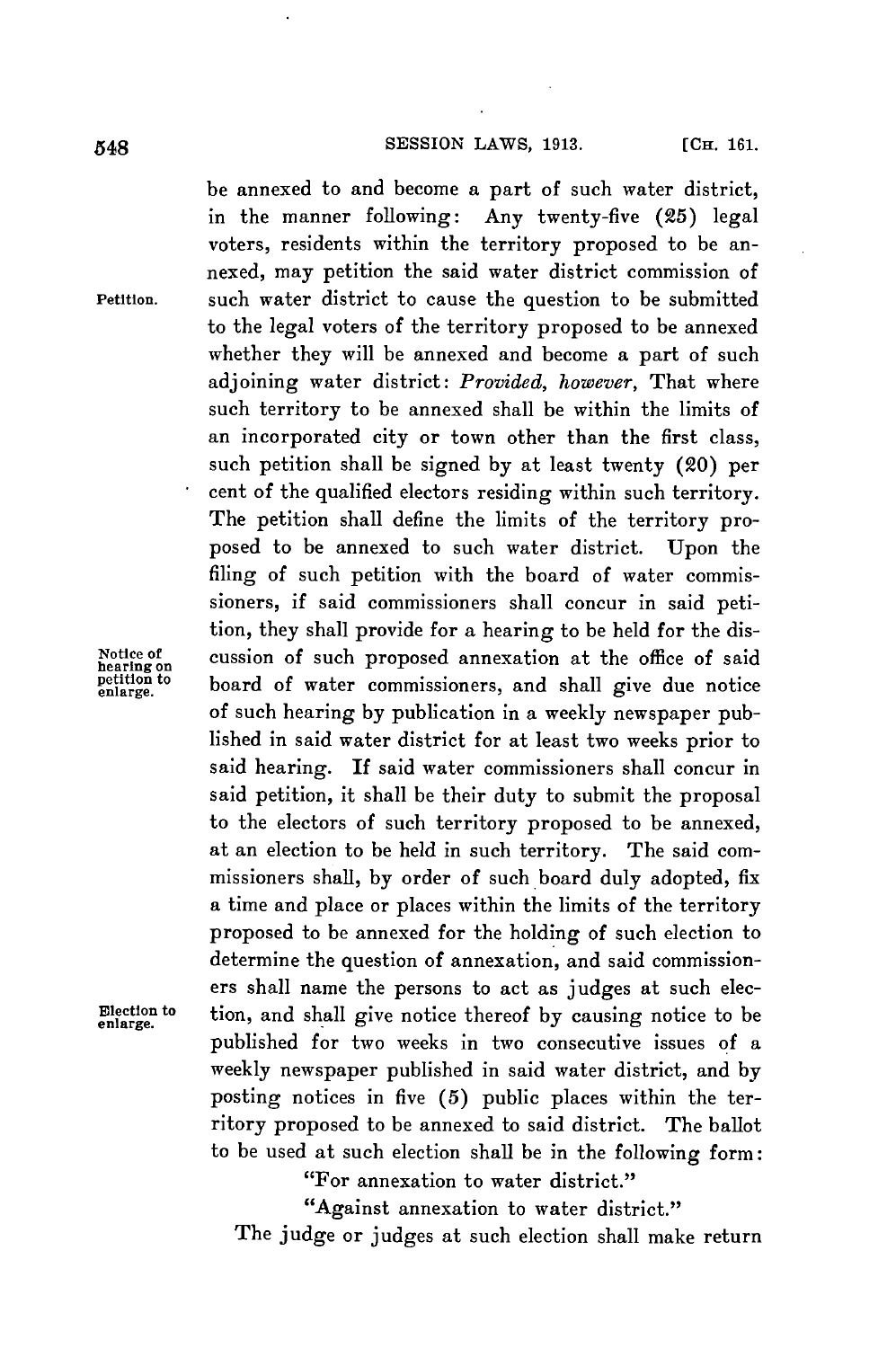be annexed to and become a part of such water district, in the manner following: Any twenty-five (25) legal voters, residents within the territory proposed to be annexed, may petition the said water district commission of such water district to cause the question to be submitted to the legal voters of the territory proposed to be annexed whether they will be annexed and become a part of such adjoining water district: *Provided, however,* That where such territory to be annexed shall be within the limits of an incorporated city or town other than the first class, such petition shall be signed by at least twenty (20) per cent of the qualified electors residing within such territory. The petition shall define the limits of the territory proposed to be annexed to such water district. Upon the filing of such petition with the board of water commissioners, if said commissioners shall concur in said petition, they shall provide for a hearing to be held for the discussion of such proposed annexation at the office of said board of water commissioners, and shall give due notice of such hearing by publication in a weekly newspaper published in said water district for at least two weeks prior to said hearing. If said water commissioners shall concur in said petition, it shall be their duty to submit the proposal to the electors of such territory proposed to be annexed, at an election to be held in such territory. The said commissioners shall, by order of such board duly adopted, fix a time and place or places within the limits of the territory proposed to be annexed for the holding of such election to determine the question of annexation, and said commissioners shall name the persons to act as judges at such election, and shall give notice thereof by causing notice to be published for two weeks in two consecutive issues of a weekly newspaper published in said water district, and by posting notices in five (5) public places within the territory proposed to be annexed to said district. The ballot to be used at such election shall be in the following form:

"For annexation to water district."

"Against annexation to water district."

The judge or judges at such election shall make return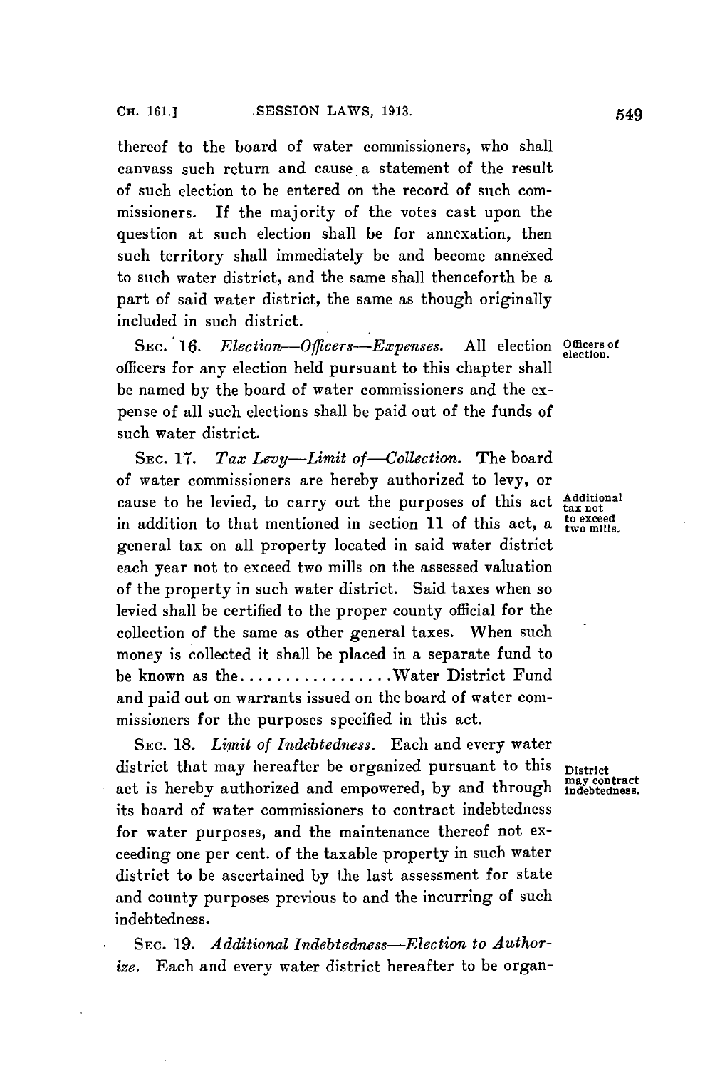thereof to the board of water commissioners, who shall canvass such return and cause a statement of the result of such election to be entered on the record of such commissioners. If the majority of the votes cast upon the question at such election shall be for annexation, then such territory shall immediately be and become annexed to such water district, and the same shall thenceforth be a part of said water district, the same as though originally included in such district.

SEC. 16. *Election—Officers—Expenses.* All election officers for any election held pursuant to this chapter shall be named by the board of water commissioners and the expense of all such elections shall be paid out of the funds of such water district.

Officers of election.

SEC. 17. *Tax Levy—Limit of—Collection.* The board of water commissioners are hereby authorized to levy, or cause to be levied, to carry out the purposes of this act in addition to that mentioned in section 11 of this act, a general tax on all property located in said water district each year not to exceed two mills on the assessed valuation of the property in such water district. Said taxes when so levied shall be certified to the proper county official for the collection of the same as other general taxes. When such money is collected it shall be placed in a separate fund to be known as the.................Water District Fund and paid out on warrants issued on the board of water commissioners for the purposes specified in this act.

Additional tax not to exceed two mills.

SEC. 18. *Limit of Indebtedness.* Each and every water district that may hereafter be organized pursuant to this act is hereby authorized and empowered, by and through its board of water commissioners to contract indebtedness for water purposes, and the maintenance thereof not exceeding one per cent. of the taxable property in such water district to be ascertained by the last assessment for state and county purposes previous to and the incurring of such indebtedness.

District may contract indebtedness.

SEC. 19. *Additional Indebtedness—Election to Authorize.* Each and every water district hereafter to be organ-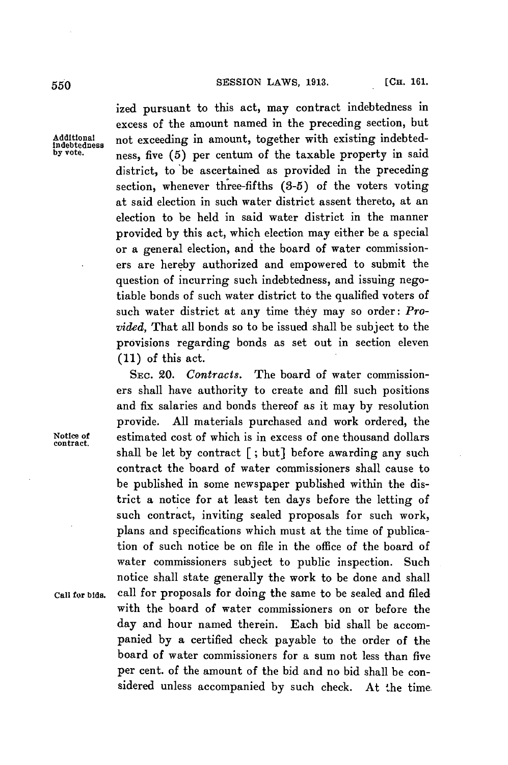ized pursuant to this act, may contract indebtedness in excess of the amount named in the preceding section, but not exceeding in amount, together with existing indebtedness, five (5) per centum of the taxable property in said district, to be ascertained as provided in the preceding section, whenever three-fifths (3-5) of the voters voting at said election in such water district assent thereto, at an election to be held in said water district in the manner provided by this act, which election may either be a special or a general election, and the board of water commissioners are hereby authorized and empowered to submit the question of incurring such indebtedness, and issuing negotiable bonds of such water district to the qualified voters of such water district at any time they may so order: *Provided,* That all bonds so to be issued shall be subject to the provisions regarding bonds as set out in section eleven (11) of this act.

Additional indebtedness by vote.

SEC. 20. *Contracts.* The board of water commissioners shall have authority to create and fill such positions and fix salaries and bonds thereof as it may by resolution provide. All materials purchased and work ordered, the estimated cost of which is in excess of one thousand dollars shall be let by contract [ ; but] before awarding any such contract the board of water commissioners shall cause to be published in some newspaper published within the district a notice for at least ten days before the letting of such contract, inviting sealed proposals for such work, plans and specifications which must at the time of publication of such notice be on file in the office of the board of water commissioners subject to public inspection. Such notice shall state generally the work to be done and shall call for proposals for doing the same to be sealed and filed with the board of water commissioners on or before the day and hour named therein. Each bid shall be accompanied by a certified check payable to the order of the board of water commissioners for a sum not less than five per cent. of the amount of the bid and no bid shall be considered unless accompanied by such check. At the time

Notice of contract.

Call for bids.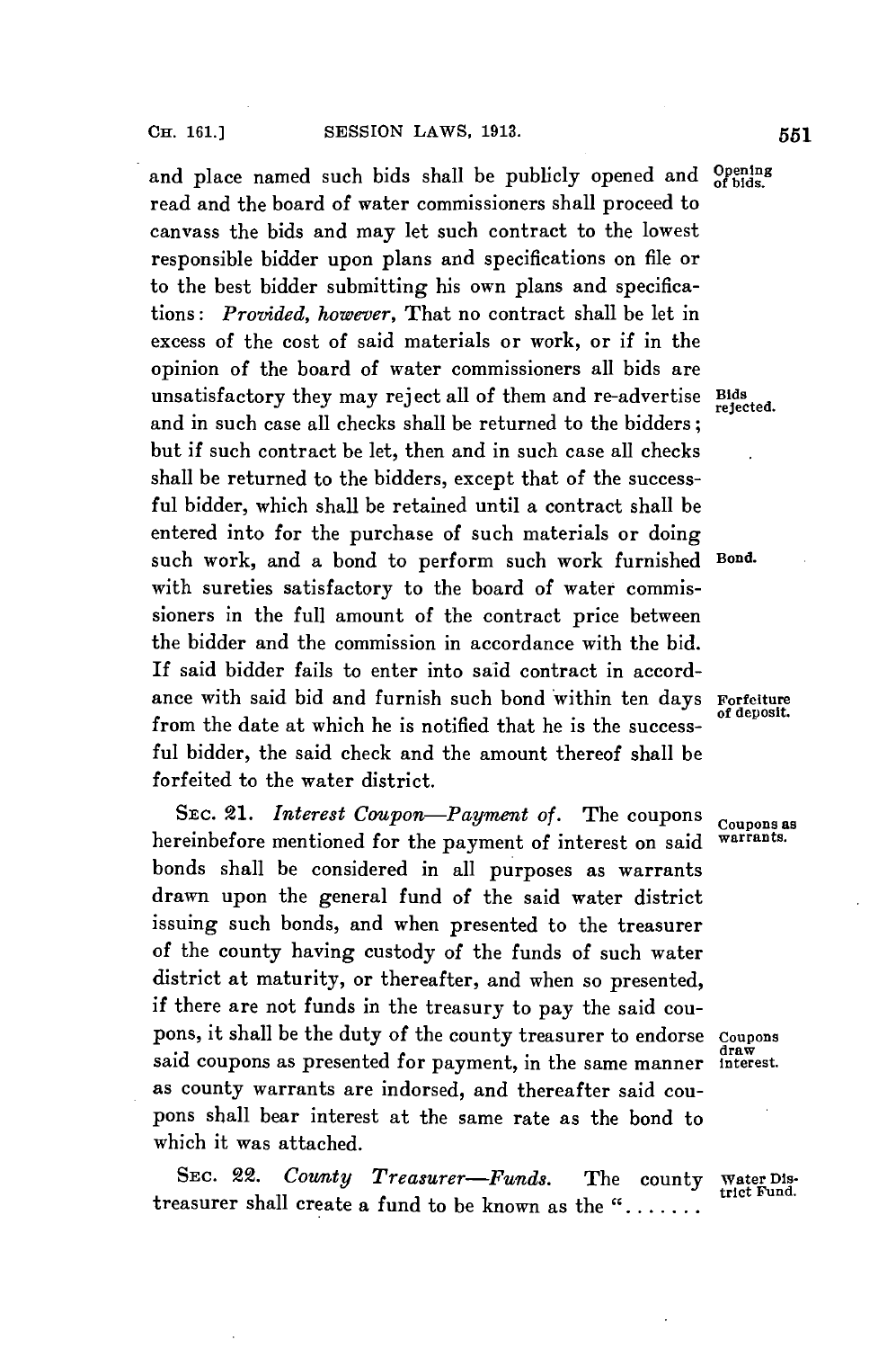and place named such bids shall be publicly opened and read and the board of water commissioners shall proceed to canvass the bids and may let such contract to the lowest responsible bidder upon plans and specifications on file or to the best bidder submitting his own plans and specifications: *Provided, however,* That no contract shall be let in excess of the cost of said materials or work, or if in the opinion of the board of water commissioners all bids are unsatisfactory they may reject all of them and re-advertise and in such case all checks shall be returned to the bidders; but if such contract be let, then and in such case all checks shall be returned to the bidders, except that of the successful bidder, which shall be retained until a contract shall be entered into for the purchase of such materials or doing such work, and a bond to perform such work furnished with sureties satisfactory to the board of water commissioners in the full amount of the contract price between the bidder and the commission in accordance with the bid. If said bidder fails to enter into said contract in accordance with said bid and furnish such bond within ten days from the date at which he is notified that he is the successful bidder, the said check and the amount thereof shall be forfeited to the water district.

Opening of bids.

Bids rejected.

Bond.

Forfeiture of deposit.

SEC. 21. *Interest Coupon—Payment of.* The coupons hereinbefore mentioned for the payment of interest on said bonds shall be considered in all purposes as warrants drawn upon the general fund of the said water district issuing such bonds, and when presented to the treasurer of the county having custody of the funds of such water district at maturity, or thereafter, and when so presented, if there are not funds in the treasury to pay the said coupons, it shall be the duty of the county treasurer to endorse said coupons as presented for payment, in the same manner as county warrants are indorsed, and thereafter said coupons shall bear interest at the same rate as the bond to which it was attached.

Coupons as warrants.

Coupons draw interest.

SEC. 22. *County Treasurer—Funds.* The county treasurer shall create a fund to be known as the ".......

Water District Fund.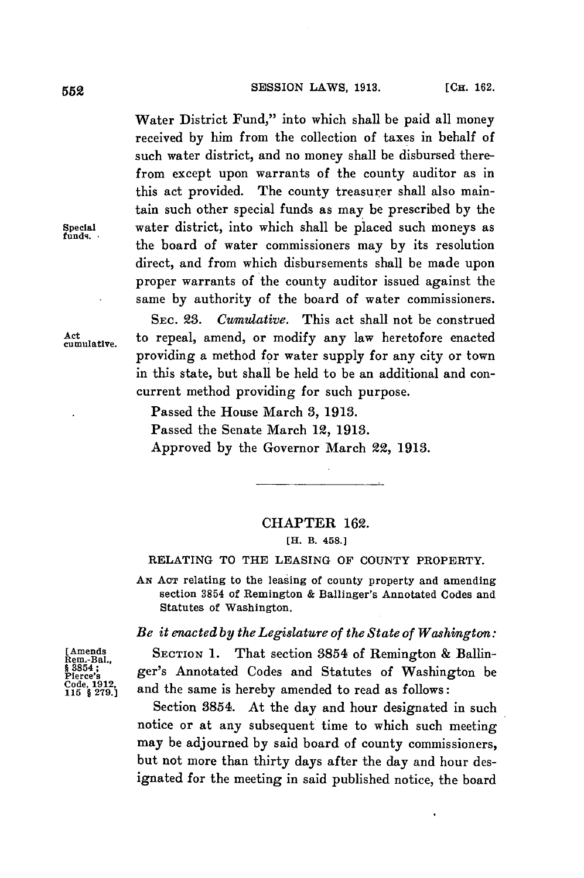Water District Fund," into which shall be paid all money received by him from the collection of taxes in behalf of such water district, and no money shall be disbursed therefrom except upon warrants of the county auditor as in this act provided. The county treasurer shall also maintain such other special funds as may be prescribed by the water district, into which shall be placed such moneys as the board of water commissioners may by its resolution direct, and from which disbursements shall be made upon proper warrants of the county auditor issued against the same by authority of the board of water commissioners.

Special funds.

SEC. 23. *Cumulative.* This act shall not be construed to repeal, amend, or modify any law heretofore enacted providing a method for water supply for any city or town in this state, but shall be held to be an additional and concurrent method providing for such purpose.

Act cumulative.

Passed the House March 3, 1913.
Passed the Senate March 12, 1913.
Approved by the Governor March 22, 1913.

---

## CHAPTER 162.

[H. B. 458.]

### RELATING TO THE LEASING OF COUNTY PROPERTY.

AN ACT relating to the leasing of county property and amending section 3854 of Remington & Ballinger's Annotated Codes and Statutes of Washington.

*Be it enacted by the Legislature of the State of Washington:*

[Amends Rem.-Bal., § 3854; Pierce's Code, 1912, 115 § 279.]

SECTION 1. That section 3854 of Remington & Ballinger's Annotated Codes and Statutes of Washington be and the same is hereby amended to read as follows:

Section 3854. At the day and hour designated in such notice or at any subsequent time to which such meeting may be adjourned by said board of county commissioners, but not more than thirty days after the day and hour designated for the meeting in said published notice, the board